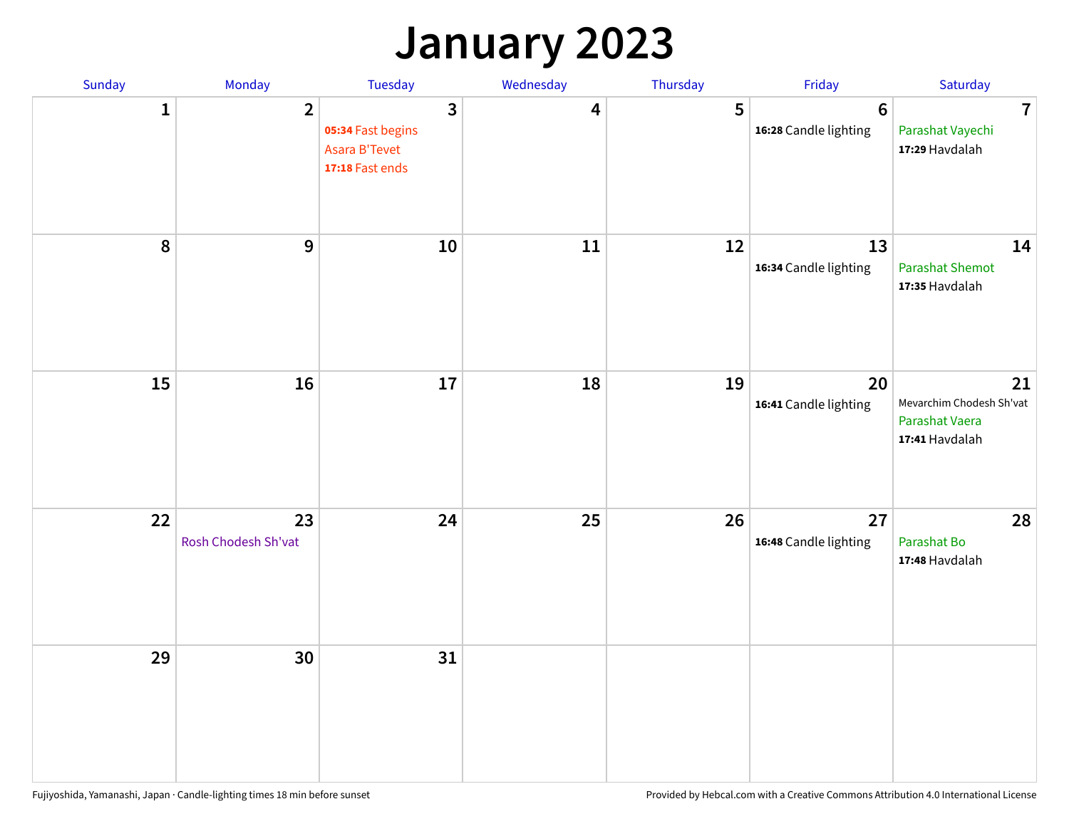# January 2023

| Sunday | Monday | Tuesday | Wednesday | Thursday | Friday | Saturday |
|---|---|---|---|---|---|---|
| 1 | 2 | 3<br>**05:34** Fast begins<br>Asara B'Tevet<br>**17:18** Fast ends | 4 | 5 | 6<br>**16:28** Candle lighting | 7<br>Parashat Vayechi<br>**17:29** Havdalah |
| 8 | 9 | 10 | 11 | 12 | 13<br>**16:34** Candle lighting | 14<br>Parashat Shemot<br>**17:35** Havdalah |
| 15 | 16 | 17 | 18 | 19 | 20<br>**16:41** Candle lighting | 21<br>Mevarchim Chodesh Sh'vat<br>Parashat Vaera<br>**17:41** Havdalah |
| 22 | 23<br>Rosh Chodesh Sh'vat | 24 | 25 | 26 | 27<br>**16:48** Candle lighting | 28<br>Parashat Bo<br>**17:48** Havdalah |
| 29 | 30 | 31 | | | | |

Fujiyoshida, Yamanashi, Japan · Candle-lighting times 18 min before sunset

Provided by Hebcal.com with a Creative Commons Attribution 4.0 International License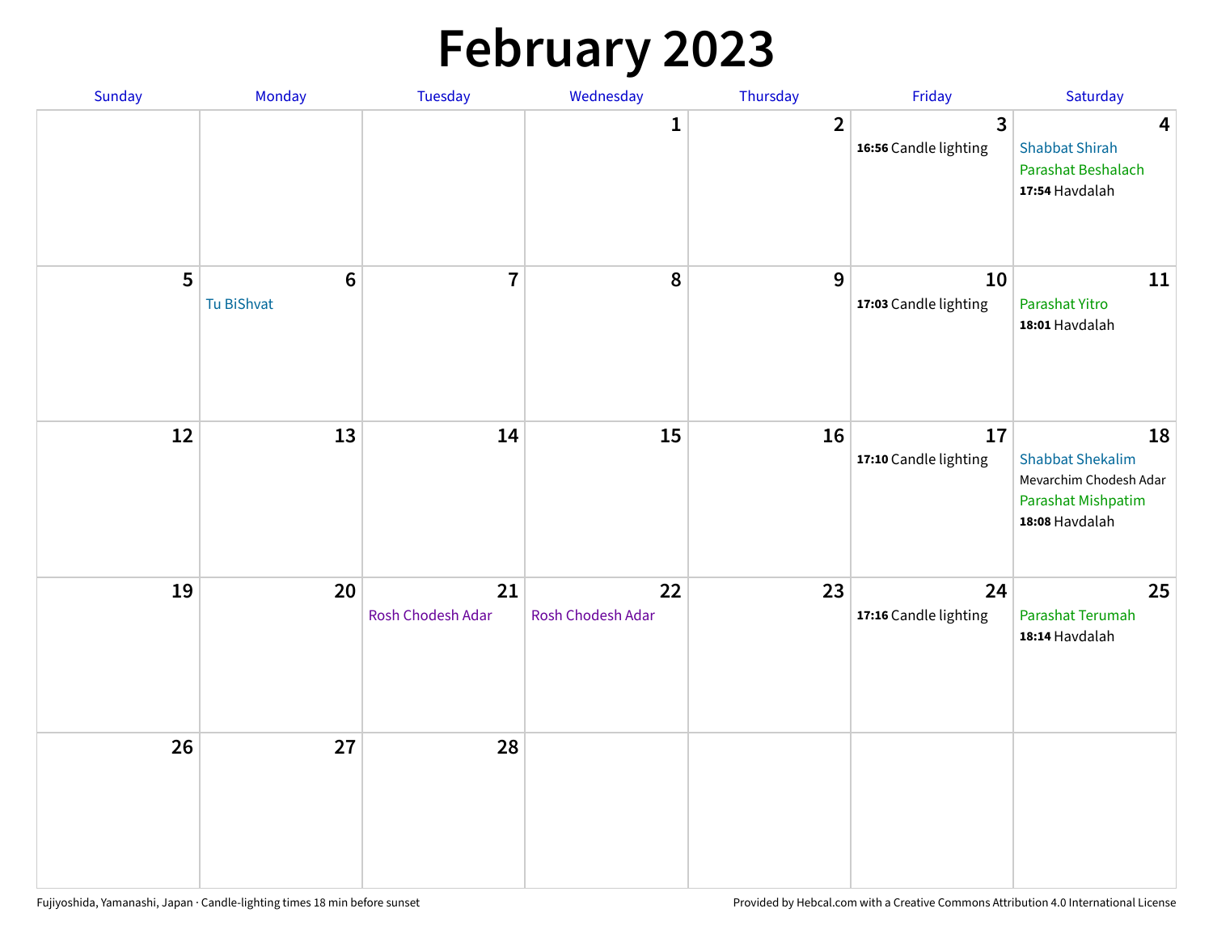# February 2023

| Sunday | Monday | Tuesday | Wednesday | Thursday | Friday | Saturday |
|---|---|---|---|---|---|---|
| | | | 1 | 2 | 3<br>**16:56** Candle lighting | 4<br>Shabbat Shirah<br>Parashat Beshalach<br>**17:54** Havdalah |
| 5 | 6<br>Tu BiShvat | 7 | 8 | 9 | 10<br>**17:03** Candle lighting | 11<br>Parashat Yitro<br>**18:01** Havdalah |
| 12 | 13 | 14 | 15 | 16 | 17<br>**17:10** Candle lighting | 18<br>Shabbat Shekalim<br>Mevarchim Chodesh Adar<br>Parashat Mishpatim<br>**18:08** Havdalah |
| 19 | 20 | 21<br>Rosh Chodesh Adar | 22<br>Rosh Chodesh Adar | 23 | 24<br>**17:16** Candle lighting | 25<br>Parashat Terumah<br>**18:14** Havdalah |
| 26 | 27 | 28 | | | | |

Fujiyoshida, Yamanashi, Japan · Candle-lighting times 18 min before sunset

Provided by Hebcal.com with a Creative Commons Attribution 4.0 International License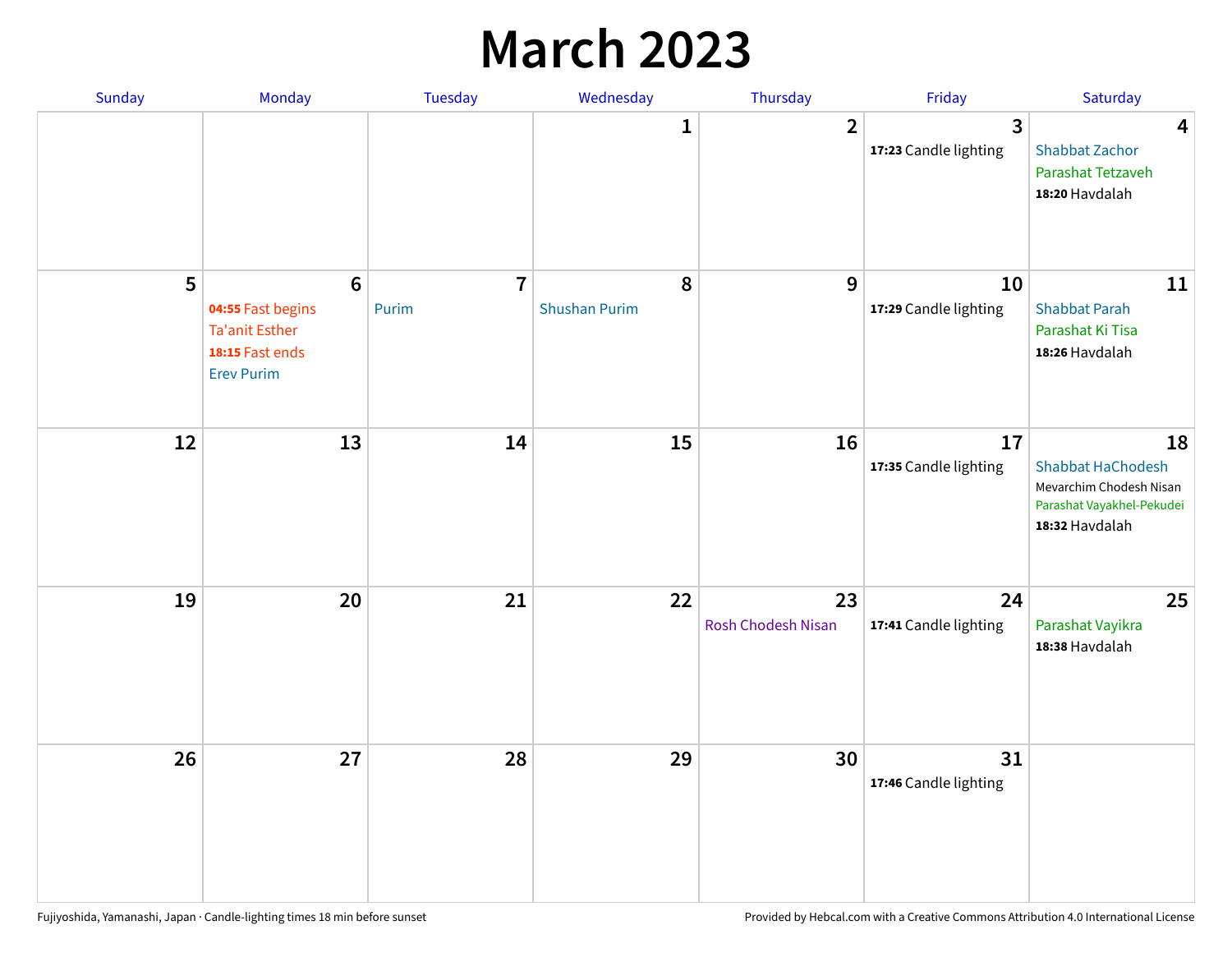# March 2023

| Sunday | Monday | Tuesday | Wednesday | Thursday | Friday | Saturday |
| --- | --- | --- | --- | --- | --- | --- |
| | | | 1 | 2 | 3<br>**17:23** Candle lighting | 4<br>Shabbat Zachor<br>Parashat Tetzaveh<br>**18:20** Havdalah |
| 5 | 6<br>**04:55** Fast begins<br>Ta'anit Esther<br>**18:15** Fast ends<br>Erev Purim | 7<br>Purim | 8<br>Shushan Purim | 9 | 10<br>**17:29** Candle lighting | 11<br>Shabbat Parah<br>Parashat Ki Tisa<br>**18:26** Havdalah |
| 12 | 13 | 14 | 15 | 16 | 17<br>**17:35** Candle lighting | 18<br>Shabbat HaChodesh<br>Mevarchim Chodesh Nisan<br>Parashat Vayakhel-Pekudei<br>**18:32** Havdalah |
| 19 | 20 | 21 | 22 | 23<br>Rosh Chodesh Nisan | 24<br>**17:41** Candle lighting | 25<br>Parashat Vayikra<br>**18:38** Havdalah |
| 26 | 27 | 28 | 29 | 30 | 31<br>**17:46** Candle lighting | |

Fujiyoshida, Yamanashi, Japan · Candle-lighting times 18 min before sunset

Provided by Hebcal.com with a Creative Commons Attribution 4.0 International License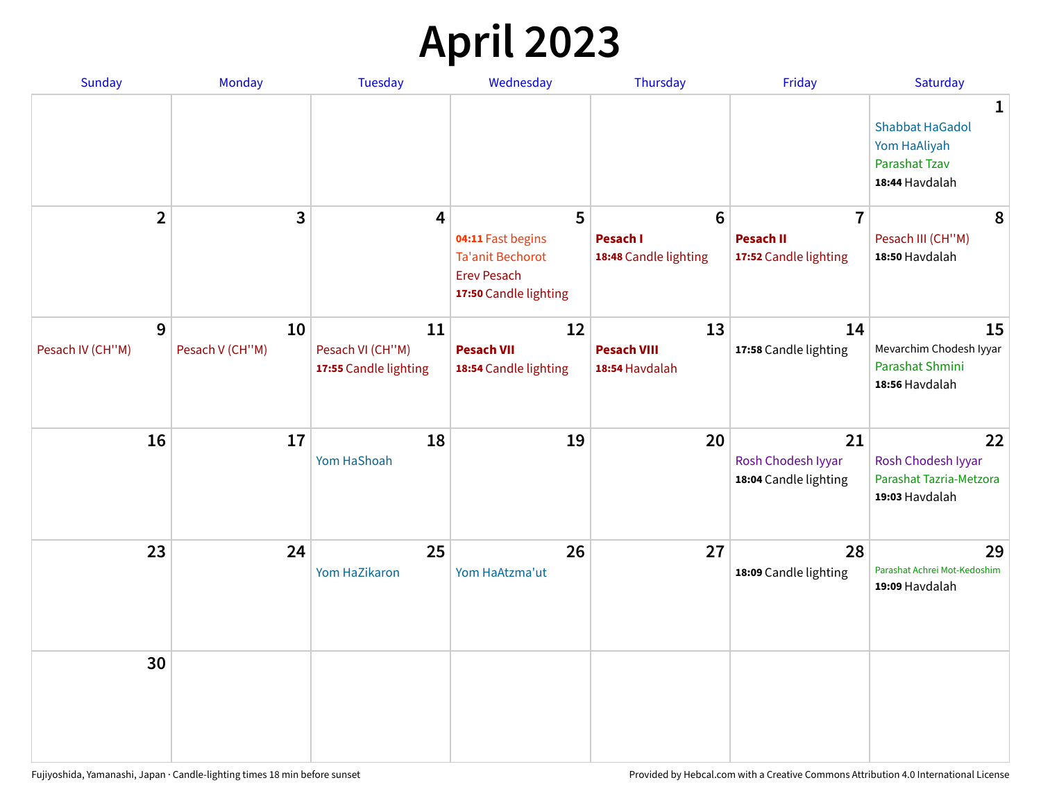# April 2023

| Sunday | Monday | Tuesday | Wednesday | Thursday | Friday | Saturday |
|---|---|---|---|---|---|---|
| | | | | | | **1** Shabbat HaGadol<br>Yom HaAliyah<br>Parashat Tzav<br>**18:44** Havdalah |
| **2** | **3** | **4** | **5** **04:11** Fast begins<br>Ta'anit Bechorot<br>Erev Pesach<br>**17:50** Candle lighting | **6** **Pesach I**<br>**18:48** Candle lighting | **7** **Pesach II**<br>**17:52** Candle lighting | **8** Pesach III (CH''M)<br>**18:50** Havdalah |
| **9** Pesach IV (CH''M) | **10** Pesach V (CH''M) | **11** Pesach VI (CH''M)<br>**17:55** Candle lighting | **12** **Pesach VII**<br>**18:54** Candle lighting | **13** **Pesach VIII**<br>**18:54** Havdalah | **14** **17:58** Candle lighting | **15** Mevarchim Chodesh Iyyar<br>Parashat Shmini<br>**18:56** Havdalah |
| **16** | **17** | **18** Yom HaShoah | **19** | **20** | **21** Rosh Chodesh Iyyar<br>**18:04** Candle lighting | **22** Rosh Chodesh Iyyar<br>Parashat Tazria-Metzora<br>**19:03** Havdalah |
| **23** | **24** | **25** Yom HaZikaron | **26** Yom HaAtzma'ut | **27** | **28** **18:09** Candle lighting | **29** Parashat Achrei Mot-Kedoshim<br>**19:09** Havdalah |
| **30** | | | | | | |

Fujiyoshida, Yamanashi, Japan · Candle-lighting times 18 min before sunset

Provided by Hebcal.com with a Creative Commons Attribution 4.0 International License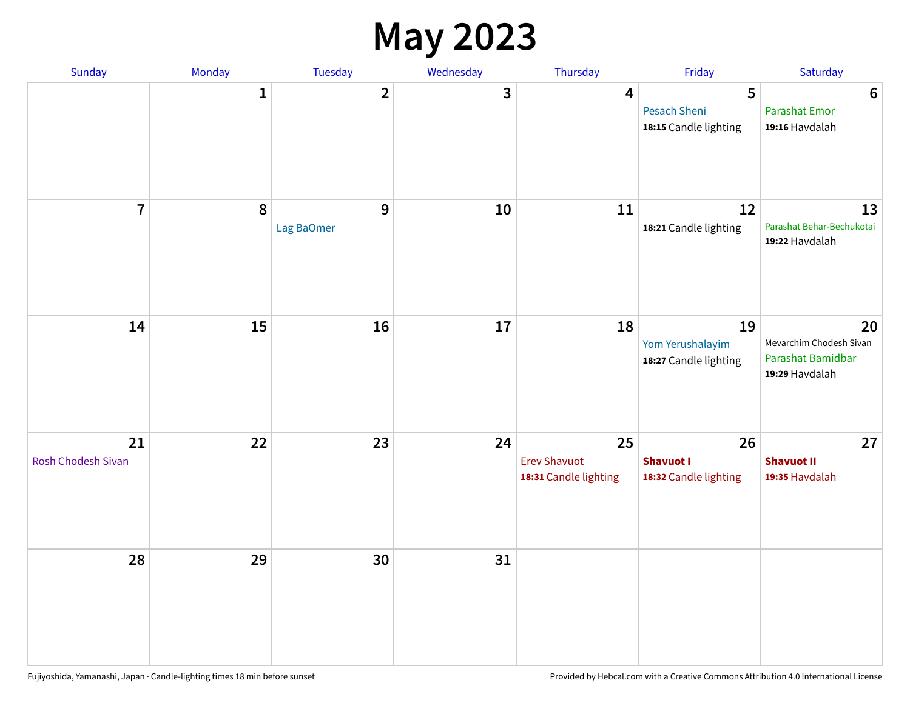# May 2023

| Sunday | Monday | Tuesday | Wednesday | Thursday | Friday | Saturday |
|---|---|---|---|---|---|---|
| | 1 | 2 | 3 | 4 | 5<br>Pesach Sheni<br>**18:15** Candle lighting | 6<br>Parashat Emor<br>**19:16** Havdalah |
| 7 | 8 | 9<br>Lag BaOmer | 10 | 11 | 12<br>**18:21** Candle lighting | 13<br>Parashat Behar-Bechukotai<br>**19:22** Havdalah |
| 14 | 15 | 16 | 17 | 18 | 19<br>Yom Yerushalayim<br>**18:27** Candle lighting | 20<br>Mevarchim Chodesh Sivan<br>Parashat Bamidbar<br>**19:29** Havdalah |
| 21<br>Rosh Chodesh Sivan | 22 | 23 | 24 | 25<br>Erev Shavuot<br>**18:31** Candle lighting | 26<br>**Shavuot I**<br>**18:32** Candle lighting | 27<br>**Shavuot II**<br>**19:35** Havdalah |
| 28 | 29 | 30 | 31 | | | |

Fujiyoshida, Yamanashi, Japan · Candle-lighting times 18 min before sunset

Provided by Hebcal.com with a Creative Commons Attribution 4.0 International License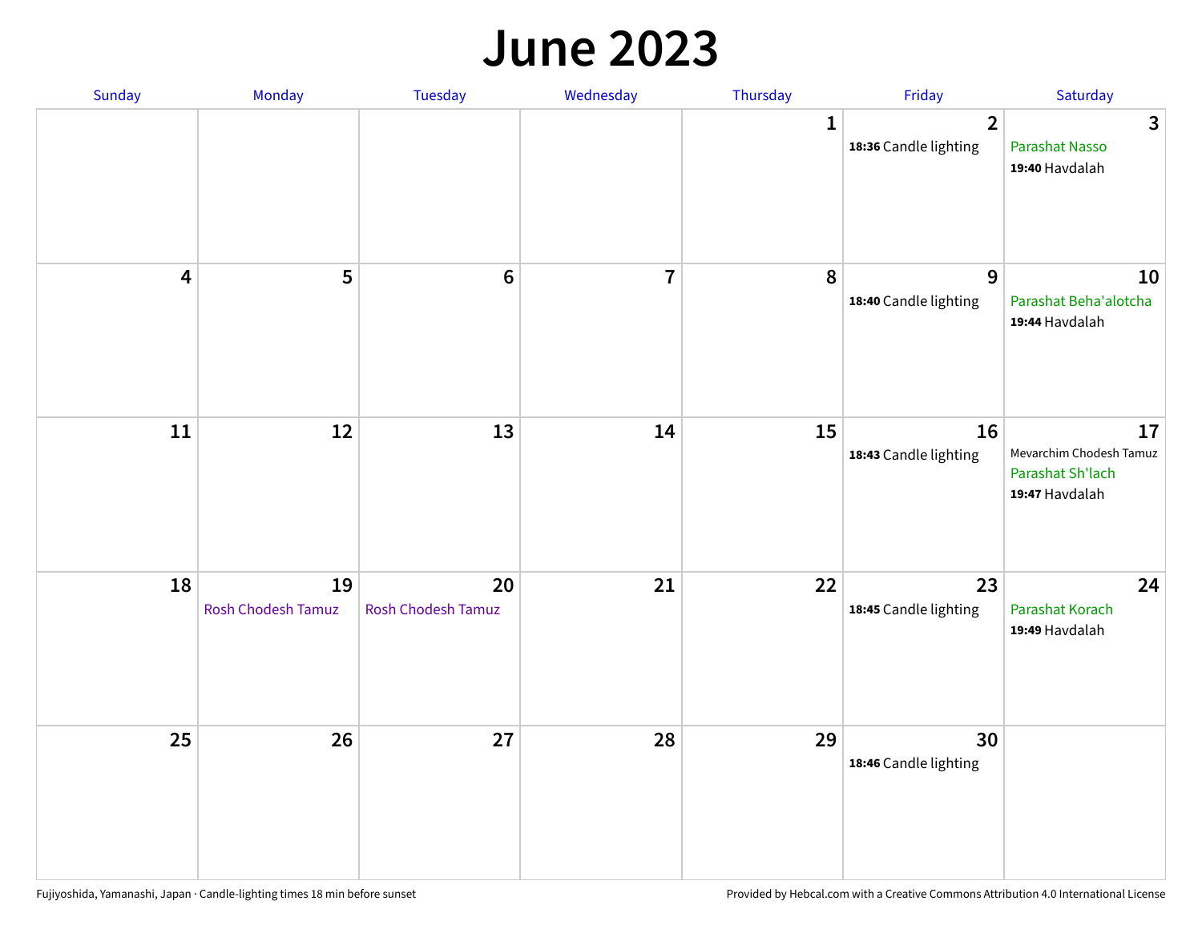# June 2023

| Sunday | Monday | Tuesday | Wednesday | Thursday | Friday | Saturday |
|---|---|---|---|---|---|---|
| | | | | 1 | 2<br>**18:36** Candle lighting | 3<br>Parashat Nasso<br>**19:40** Havdalah |
| 4 | 5 | 6 | 7 | 8 | 9<br>**18:40** Candle lighting | 10<br>Parashat Beha'alotcha<br>**19:44** Havdalah |
| 11 | 12 | 13 | 14 | 15 | 16<br>**18:43** Candle lighting | 17<br>Mevarchim Chodesh Tamuz<br>Parashat Sh'lach<br>**19:47** Havdalah |
| 18 | 19<br>Rosh Chodesh Tamuz | 20<br>Rosh Chodesh Tamuz | 21 | 22 | 23<br>**18:45** Candle lighting | 24<br>Parashat Korach<br>**19:49** Havdalah |
| 25 | 26 | 27 | 28 | 29 | 30<br>**18:46** Candle lighting | |

Fujiyoshida, Yamanashi, Japan · Candle-lighting times 18 min before sunset

Provided by Hebcal.com with a Creative Commons Attribution 4.0 International License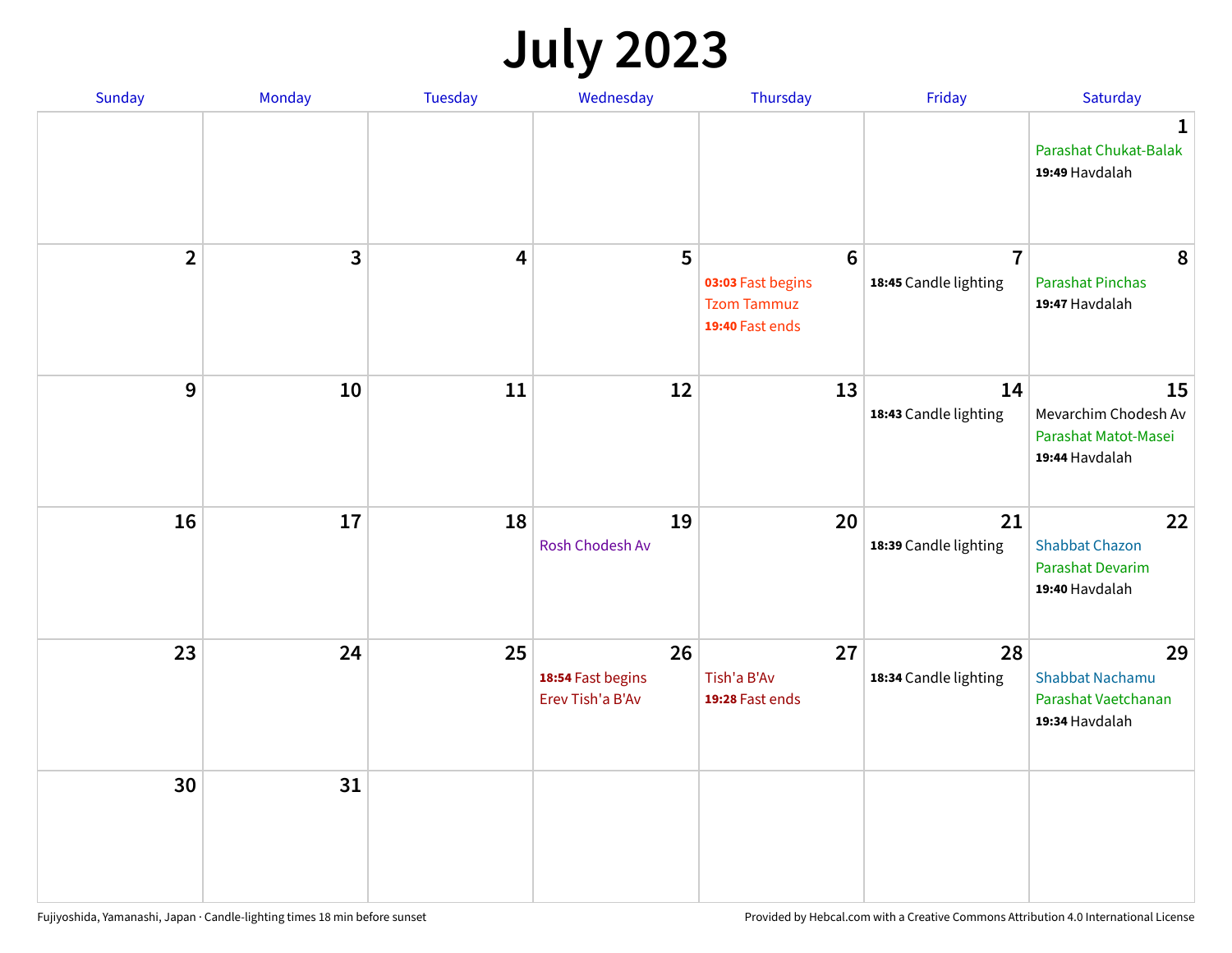# July 2023

| Sunday | Monday | Tuesday | Wednesday | Thursday | Friday | Saturday |
|---|---|---|---|---|---|---|
| | | | | | | **1** Parashat Chukat-Balak **19:49** Havdalah |
| **2** | **3** | **4** | **5** | **6** **03:03** Fast begins Tzom Tammuz **19:40** Fast ends | **7** **18:45** Candle lighting | **8** Parashat Pinchas **19:47** Havdalah |
| **9** | **10** | **11** | **12** | **13** | **14** **18:43** Candle lighting | **15** Mevarchim Chodesh Av Parashat Matot-Masei **19:44** Havdalah |
| **16** | **17** | **18** | **19** Rosh Chodesh Av | **20** | **21** **18:39** Candle lighting | **22** Shabbat Chazon Parashat Devarim **19:40** Havdalah |
| **23** | **24** | **25** | **26** **18:54** Fast begins Erev Tish'a B'Av | **27** Tish'a B'Av **19:28** Fast ends | **28** **18:34** Candle lighting | **29** Shabbat Nachamu Parashat Vaetchanan **19:34** Havdalah |
| **30** | **31** | | | | | |

Fujiyoshida, Yamanashi, Japan · Candle-lighting times 18 min before sunset

Provided by Hebcal.com with a Creative Commons Attribution 4.0 International License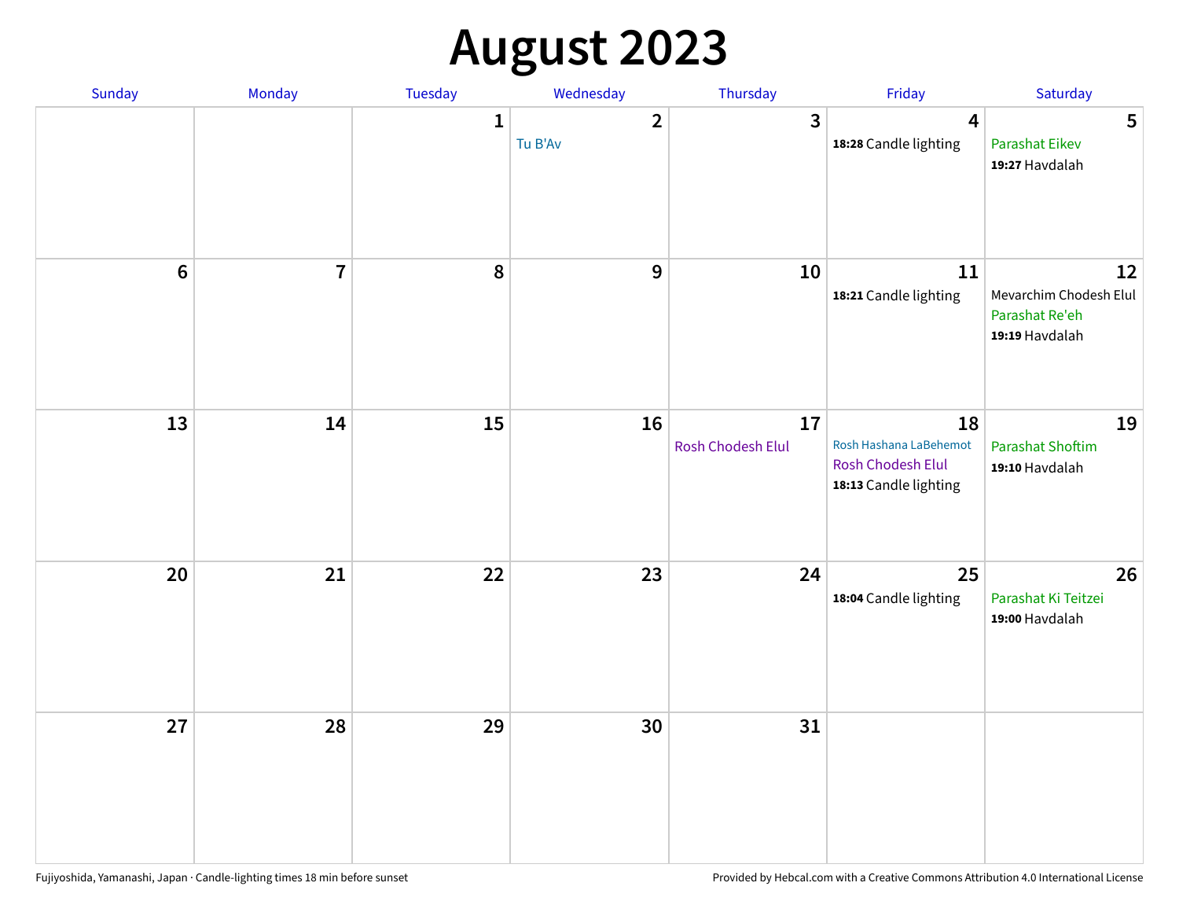# August 2023

| Sunday | Monday | Tuesday | Wednesday | Thursday | Friday | Saturday |
| --- | --- | --- | --- | --- | --- | --- |
| | | 1 | 2<br>Tu B'Av | 3 | 4<br>**18:28** Candle lighting | 5<br>Parashat Eikev<br>**19:27** Havdalah |
| 6 | 7 | 8 | 9 | 10 | 11<br>**18:21** Candle lighting | 12<br>Mevarchim Chodesh Elul<br>Parashat Re'eh<br>**19:19** Havdalah |
| 13 | 14 | 15 | 16 | 17<br>Rosh Chodesh Elul | 18<br>Rosh Hashana LaBehemot<br>Rosh Chodesh Elul<br>**18:13** Candle lighting | 19<br>Parashat Shoftim<br>**19:10** Havdalah |
| 20 | 21 | 22 | 23 | 24 | 25<br>**18:04** Candle lighting | 26<br>Parashat Ki Teitzei<br>**19:00** Havdalah |
| 27 | 28 | 29 | 30 | 31 | | |

Fujiyoshida, Yamanashi, Japan · Candle-lighting times 18 min before sunset

Provided by Hebcal.com with a Creative Commons Attribution 4.0 International License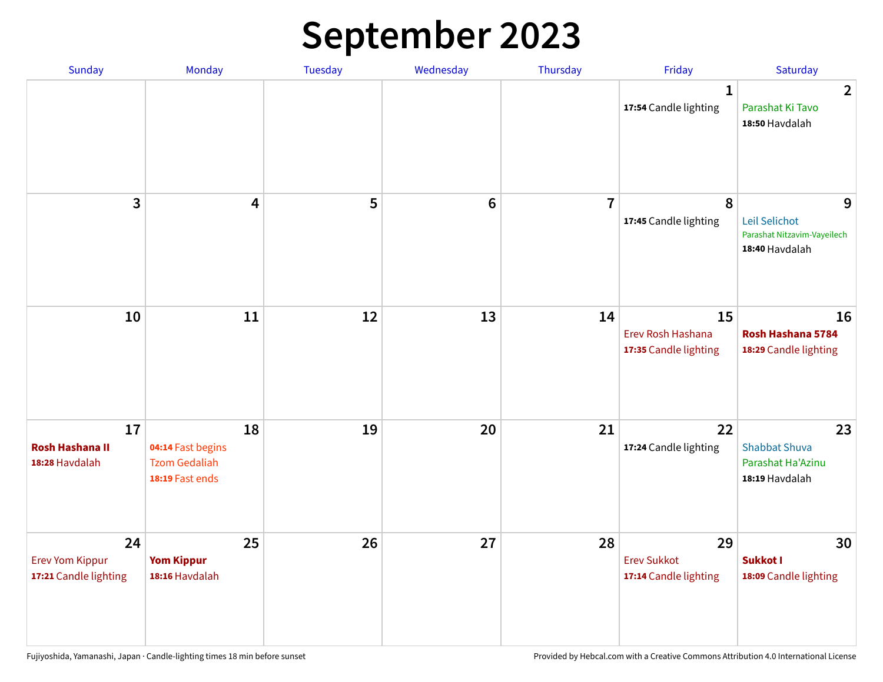# September 2023

| Sunday | Monday | Tuesday | Wednesday | Thursday | Friday | Saturday |
|---|---|---|---|---|---|---|
| | | | | | **1**<br>**17:54** Candle lighting | **2**<br>Parashat Ki Tavo<br>**18:50** Havdalah |
| **3** | **4** | **5** | **6** | **7** | **8**<br>**17:45** Candle lighting | **9**<br>Leil Selichot<br>Parashat Nitzavim-Vayeilech<br>**18:40** Havdalah |
| **10** | **11** | **12** | **13** | **14** | **15**<br>Erev Rosh Hashana<br>**17:35** Candle lighting | **16**<br>**Rosh Hashana 5784**<br>**18:29** Candle lighting |
| **17**<br>**Rosh Hashana II**<br>**18:28** Havdalah | **18**<br>**04:14** Fast begins<br>Tzom Gedaliah<br>**18:19** Fast ends | **19** | **20** | **21** | **22**<br>**17:24** Candle lighting | **23**<br>Shabbat Shuva<br>Parashat Ha'Azinu<br>**18:19** Havdalah |
| **24**<br>Erev Yom Kippur<br>**17:21** Candle lighting | **25**<br>**Yom Kippur**<br>**18:16** Havdalah | **26** | **27** | **28** | **29**<br>Erev Sukkot<br>**17:14** Candle lighting | **30**<br>**Sukkot I**<br>**18:09** Candle lighting |

Fujiyoshida, Yamanashi, Japan · Candle-lighting times 18 min before sunset

Provided by Hebcal.com with a Creative Commons Attribution 4.0 International License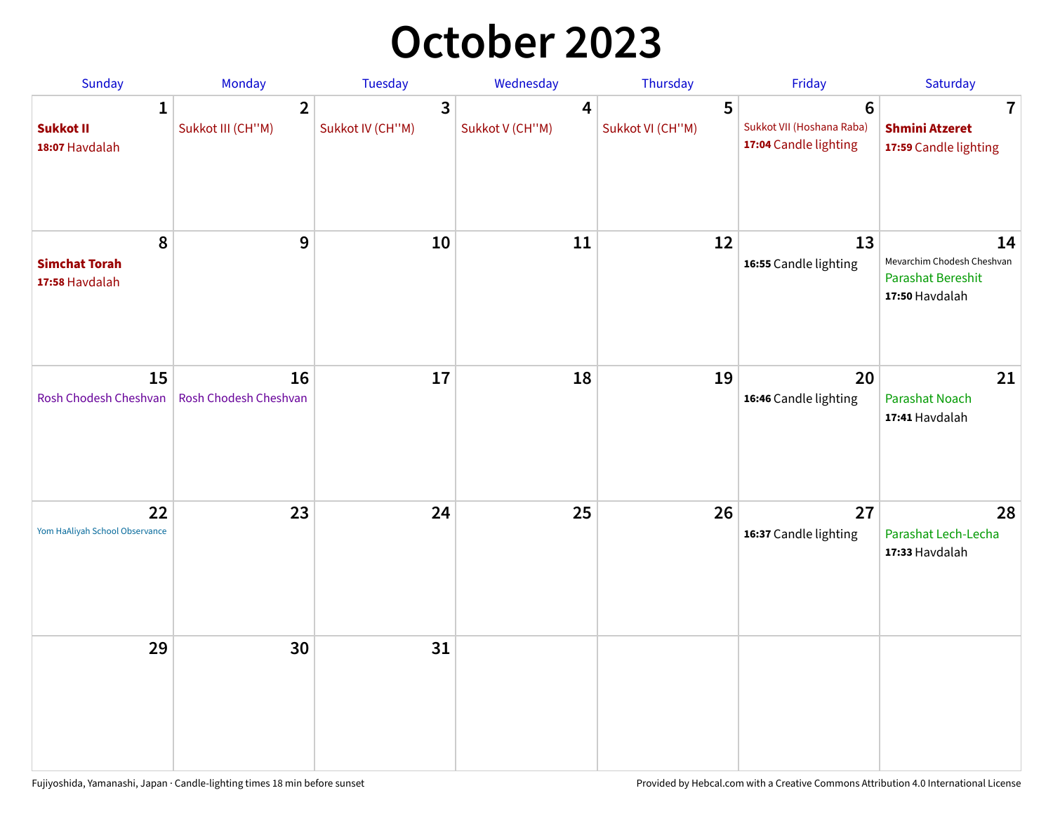# October 2023

| Sunday | Monday | Tuesday | Wednesday | Thursday | Friday | Saturday |
|---|---|---|---|---|---|---|
| **1** **Sukkot II** **18:07** Havdalah | **2** Sukkot III (CH''M) | **3** Sukkot IV (CH''M) | **4** Sukkot V (CH''M) | **5** Sukkot VI (CH''M) | **6** Sukkot VII (Hoshana Raba) **17:04** Candle lighting | **7** **Shmini Atzeret** **17:59** Candle lighting |
| **8** **Simchat Torah** **17:58** Havdalah | **9** | **10** | **11** | **12** | **13** **16:55** Candle lighting | **14** Mevarchim Chodesh Cheshvan Parashat Bereshit **17:50** Havdalah |
| **15** Rosh Chodesh Cheshvan | **16** Rosh Chodesh Cheshvan | **17** | **18** | **19** | **20** **16:46** Candle lighting | **21** Parashat Noach **17:41** Havdalah |
| **22** Yom HaAliyah School Observance | **23** | **24** | **25** | **26** | **27** **16:37** Candle lighting | **28** Parashat Lech-Lecha **17:33** Havdalah |
| **29** | **30** | **31** | | | | |

Fujiyoshida, Yamanashi, Japan · Candle-lighting times 18 min before sunset

Provided by Hebcal.com with a Creative Commons Attribution 4.0 International License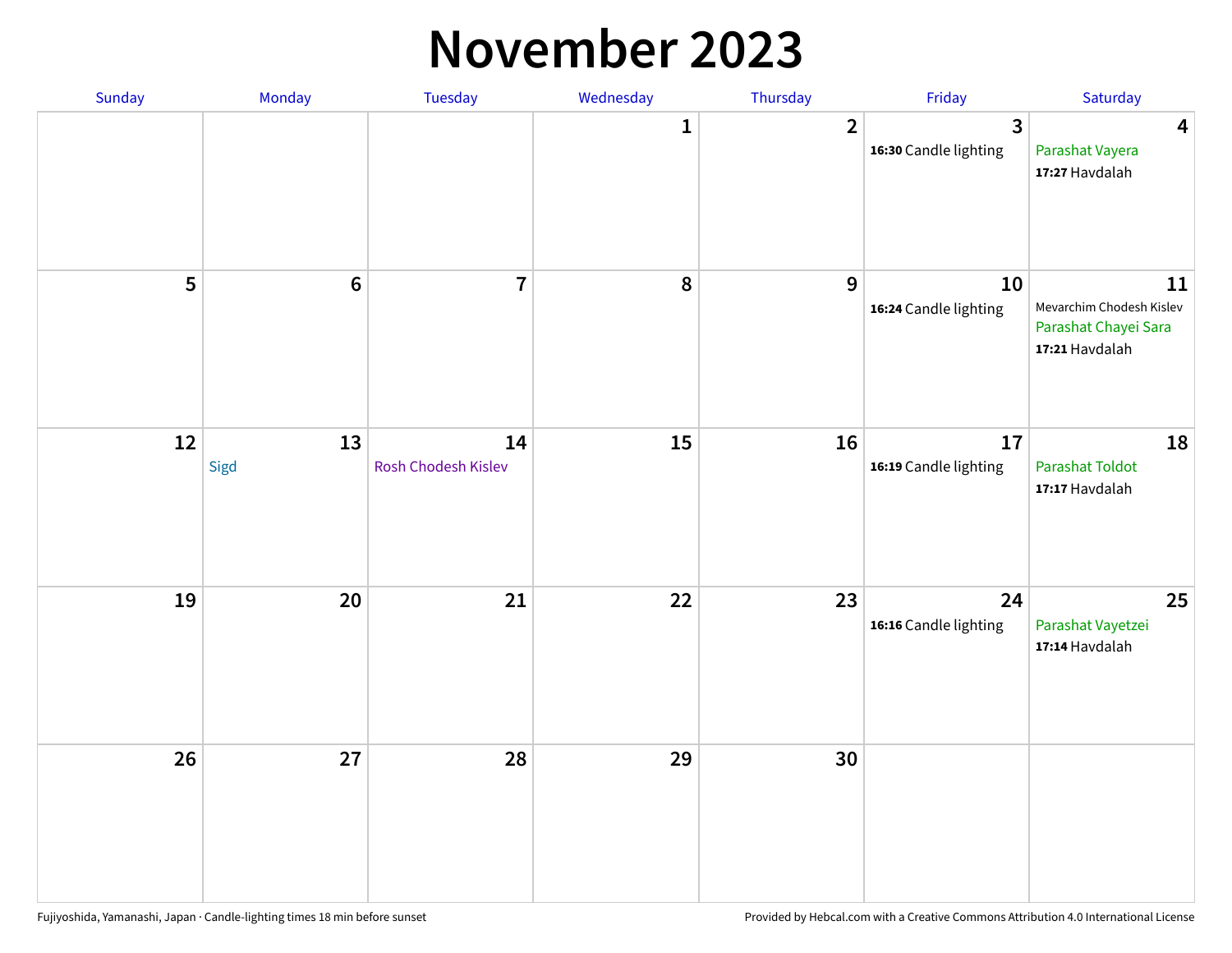# November 2023

| Sunday | Monday | Tuesday | Wednesday | Thursday | Friday | Saturday |
|---|---|---|---|---|---|---|
| | | | 1 | 2 | 3<br>**16:30** Candle lighting | 4<br>Parashat Vayera<br>**17:27** Havdalah |
| 5 | 6 | 7 | 8 | 9 | 10<br>**16:24** Candle lighting | 11<br>Mevarchim Chodesh Kislev<br>Parashat Chayei Sara<br>**17:21** Havdalah |
| 12 | 13<br>Sigd | 14<br>Rosh Chodesh Kislev | 15 | 16 | 17<br>**16:19** Candle lighting | 18<br>Parashat Toldot<br>**17:17** Havdalah |
| 19 | 20 | 21 | 22 | 23 | 24<br>**16:16** Candle lighting | 25<br>Parashat Vayetzei<br>**17:14** Havdalah |
| 26 | 27 | 28 | 29 | 30 | | |

Fujiyoshida, Yamanashi, Japan · Candle-lighting times 18 min before sunset

Provided by Hebcal.com with a Creative Commons Attribution 4.0 International License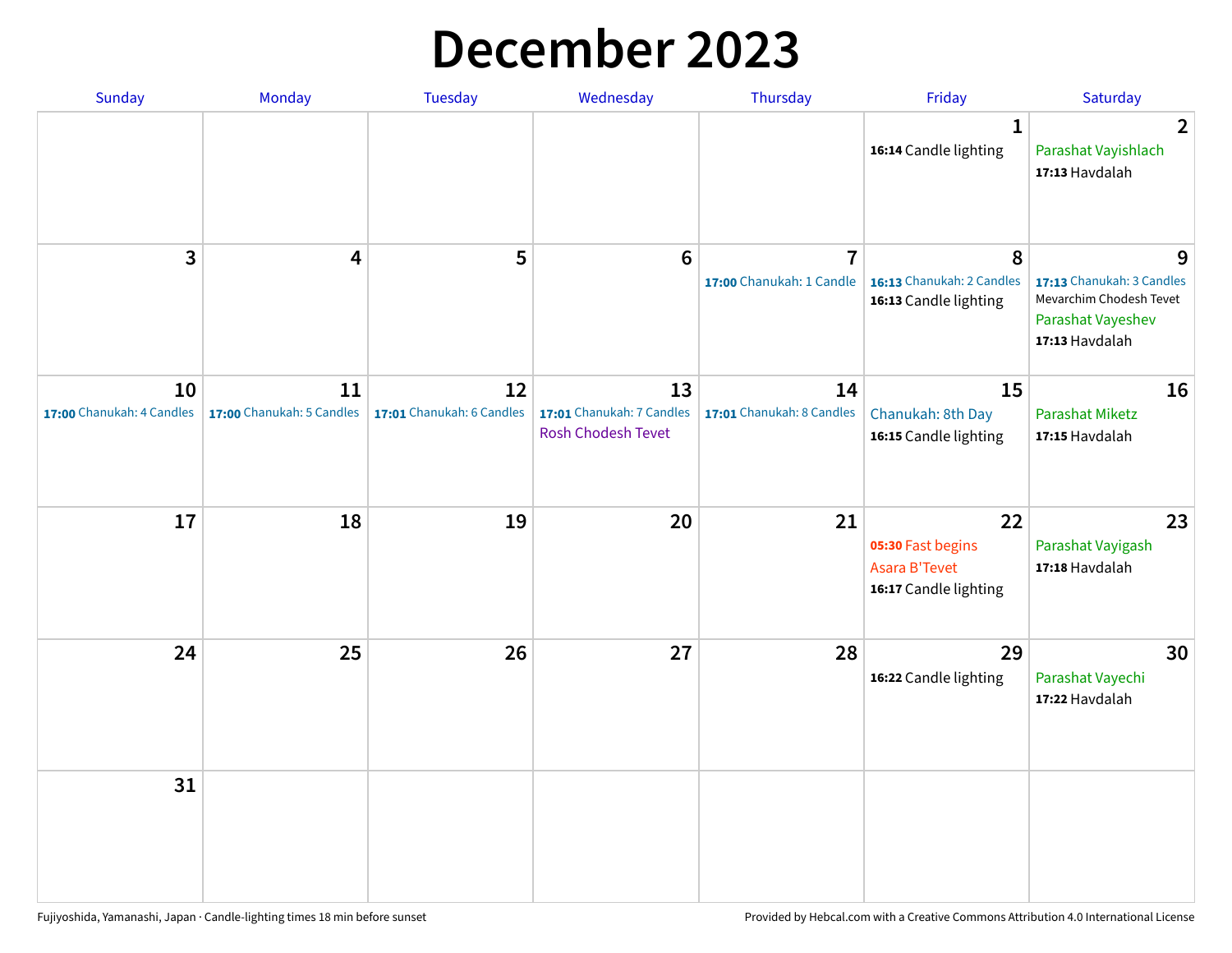# December 2023

| Sunday | Monday | Tuesday | Wednesday | Thursday | Friday | Saturday |
|---|---|---|---|---|---|---|
| | | | | | **1**<br>**16:14** Candle lighting | **2**<br>Parashat Vayishlach<br>**17:13** Havdalah |
| **3** | **4** | **5** | **6** | **7**<br>**17:00** Chanukah: 1 Candle | **8**<br>**16:13** Chanukah: 2 Candles<br>**16:13** Candle lighting | **9**<br>**17:13** Chanukah: 3 Candles<br>Mevarchim Chodesh Tevet<br>Parashat Vayeshev<br>**17:13** Havdalah |
| **10**<br>**17:00** Chanukah: 4 Candles | **11**<br>**17:00** Chanukah: 5 Candles | **12**<br>**17:01** Chanukah: 6 Candles | **13**<br>**17:01** Chanukah: 7 Candles<br>Rosh Chodesh Tevet | **14**<br>**17:01** Chanukah: 8 Candles | **15**<br>Chanukah: 8th Day<br>**16:15** Candle lighting | **16**<br>Parashat Miketz<br>**17:15** Havdalah |
| **17** | **18** | **19** | **20** | **21** | **22**<br>**05:30** Fast begins<br>Asara B'Tevet<br>**16:17** Candle lighting | **23**<br>Parashat Vayigash<br>**17:18** Havdalah |
| **24** | **25** | **26** | **27** | **28** | **29**<br>**16:22** Candle lighting | **30**<br>Parashat Vayechi<br>**17:22** Havdalah |
| **31** | | | | | | |

Fujiyoshida, Yamanashi, Japan · Candle-lighting times 18 min before sunset

Provided by Hebcal.com with a Creative Commons Attribution 4.0 International License